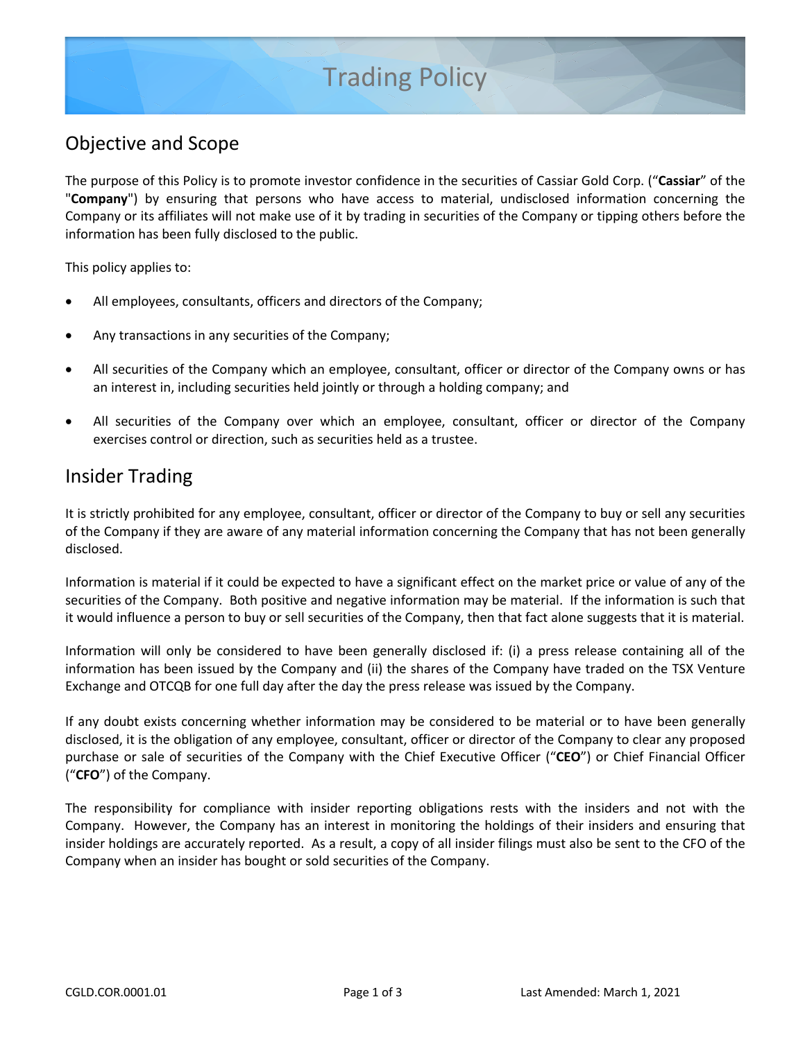# Trading Policy

## Objective and Scope

The purpose of this Policy is to promote investor confidence in the securities of Cassiar Gold Corp. ("**Cassiar**" of the "**Company**") by ensuring that persons who have access to material, undisclosed information concerning the Company or its affiliates will not make use of it by trading in securities of the Company or tipping others before the information has been fully disclosed to the public.

This policy applies to:

- All employees, consultants, officers and directors of the Company;
- Any transactions in any securities of the Company;
- All securities of the Company which an employee, consultant, officer or director of the Company owns or has an interest in, including securities held jointly or through a holding company; and
- All securities of the Company over which an employee, consultant, officer or director of the Company exercises control or direction, such as securities held as a trustee.

## Insider Trading

It is strictly prohibited for any employee, consultant, officer or director of the Company to buy or sell any securities of the Company if they are aware of any material information concerning the Company that has not been generally disclosed.

Information is material if it could be expected to have a significant effect on the market price or value of any of the securities of the Company. Both positive and negative information may be material. If the information is such that it would influence a person to buy or sell securities of the Company, then that fact alone suggests that it is material.

Information will only be considered to have been generally disclosed if: (i) a press release containing all of the information has been issued by the Company and (ii) the shares of the Company have traded on the TSX Venture Exchange and OTCQB for one full day after the day the press release was issued by the Company.

If any doubt exists concerning whether information may be considered to be material or to have been generally disclosed, it is the obligation of any employee, consultant, officer or director of the Company to clear any proposed purchase or sale of securities of the Company with the Chief Executive Officer ("**CEO**") or Chief Financial Officer ("**CFO**") of the Company.

The responsibility for compliance with insider reporting obligations rests with the insiders and not with the Company. However, the Company has an interest in monitoring the holdings of their insiders and ensuring that insider holdings are accurately reported. As a result, a copy of all insider filings must also be sent to the CFO of the Company when an insider has bought or sold securities of the Company.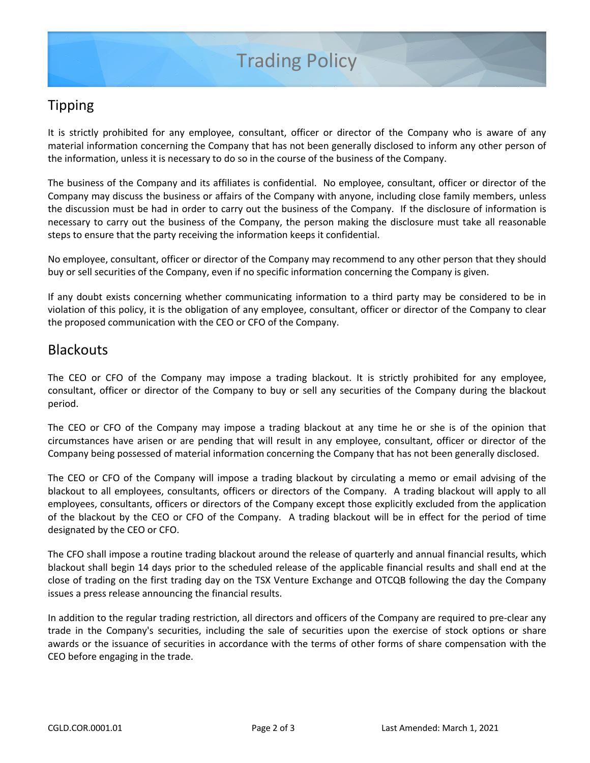## Tipping

It is strictly prohibited for any employee, consultant, officer or director of the Company who is aware of any material information concerning the Company that has not been generally disclosed to inform any other person of the information, unless it is necessary to do so in the course of the business of the Company.

The business of the Company and its affiliates is confidential. No employee, consultant, officer or director of the Company may discuss the business or affairs of the Company with anyone, including close family members, unless the discussion must be had in order to carry out the business of the Company. If the disclosure of information is necessary to carry out the business of the Company, the person making the disclosure must take all reasonable steps to ensure that the party receiving the information keeps it confidential.

No employee, consultant, officer or director of the Company may recommend to any other person that they should buy or sell securities of the Company, even if no specific information concerning the Company is given.

If any doubt exists concerning whether communicating information to a third party may be considered to be in violation of this policy, it is the obligation of any employee, consultant, officer or director of the Company to clear the proposed communication with the CEO or CFO of the Company.

## Blackouts

The CEO or CFO of the Company may impose a trading blackout. It is strictly prohibited for any employee, consultant, officer or director of the Company to buy or sell any securities of the Company during the blackout period.

The CEO or CFO of the Company may impose a trading blackout at any time he or she is of the opinion that circumstances have arisen or are pending that will result in any employee, consultant, officer or director of the Company being possessed of material information concerning the Company that has not been generally disclosed.

The CEO or CFO of the Company will impose a trading blackout by circulating a memo or email advising of the blackout to all employees, consultants, officers or directors of the Company. A trading blackout will apply to all employees, consultants, officers or directors of the Company except those explicitly excluded from the application of the blackout by the CEO or CFO of the Company. A trading blackout will be in effect for the period of time designated by the CEO or CFO.

The CFO shall impose a routine trading blackout around the release of quarterly and annual financial results, which blackout shall begin 14 days prior to the scheduled release of the applicable financial results and shall end at the close of trading on the first trading day on the TSX Venture Exchange and OTCQB following the day the Company issues a press release announcing the financial results.

In addition to the regular trading restriction, all directors and officers of the Company are required to pre-clear any trade in the Company's securities, including the sale of securities upon the exercise of stock options or share awards or the issuance of securities in accordance with the terms of other forms of share compensation with the CEO before engaging in the trade.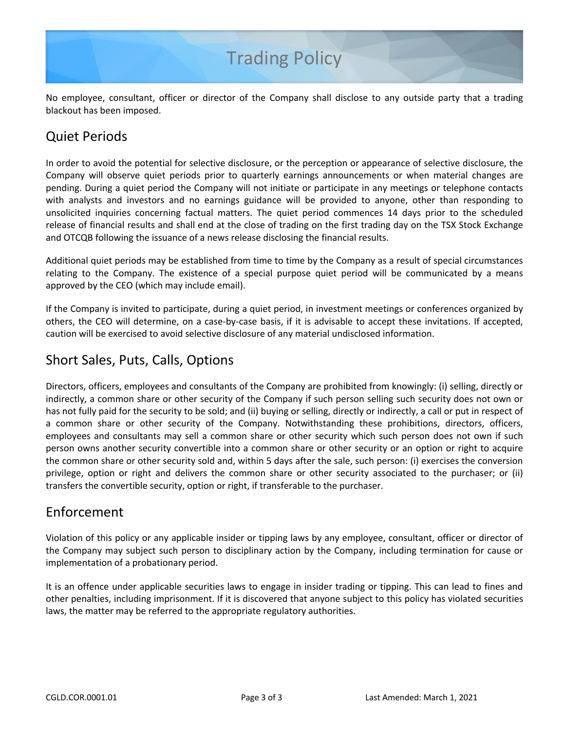No employee, consultant, officer or director of the Company shall disclose to any outside party that a trading blackout has been imposed.

## Quiet Periods

In order to avoid the potential for selective disclosure, or the perception or appearance of selective disclosure, the Company will observe quiet periods prior to quarterly earnings announcements or when material changes are pending. During a quiet period the Company will not initiate or participate in any meetings or telephone contacts with analysts and investors and no earnings guidance will be provided to anyone, other than responding to unsolicited inquiries concerning factual matters. The quiet period commences 14 days prior to the scheduled release of financial results and shall end at the close of trading on the first trading day on the TSX Stock Exchange and OTCQB following the issuance of a news release disclosing the financial results.

Additional quiet periods may be established from time to time by the Company as a result of special circumstances relating to the Company. The existence of a special purpose quiet period will be communicated by a means approved by the CEO (which may include email).

If the Company is invited to participate, during a quiet period, in investment meetings or conferences organized by others, the CEO will determine, on a case-by-case basis, if it is advisable to accept these invitations. If accepted, caution will be exercised to avoid selective disclosure of any material undisclosed information.

## Short Sales, Puts, Calls, Options

Directors, officers, employees and consultants of the Company are prohibited from knowingly: (i) selling, directly or indirectly, a common share or other security of the Company if such person selling such security does not own or has not fully paid for the security to be sold; and (ii) buying or selling, directly or indirectly, a call or put in respect of a common share or other security of the Company. Notwithstanding these prohibitions, directors, officers, employees and consultants may sell a common share or other security which such person does not own if such person owns another security convertible into a common share or other security or an option or right to acquire the common share or other security sold and, within 5 days after the sale, such person: (i) exercises the conversion privilege, option or right and delivers the common share or other security associated to the purchaser; or (ii) transfers the convertible security, option or right, if transferable to the purchaser.

## Enforcement

Violation of this policy or any applicable insider or tipping laws by any employee, consultant, officer or director of the Company may subject such person to disciplinary action by the Company, including termination for cause or implementation of a probationary period.

It is an offence under applicable securities laws to engage in insider trading or tipping. This can lead to fines and other penalties, including imprisonment. If it is discovered that anyone subject to this policy has violated securities laws, the matter may be referred to the appropriate regulatory authorities.